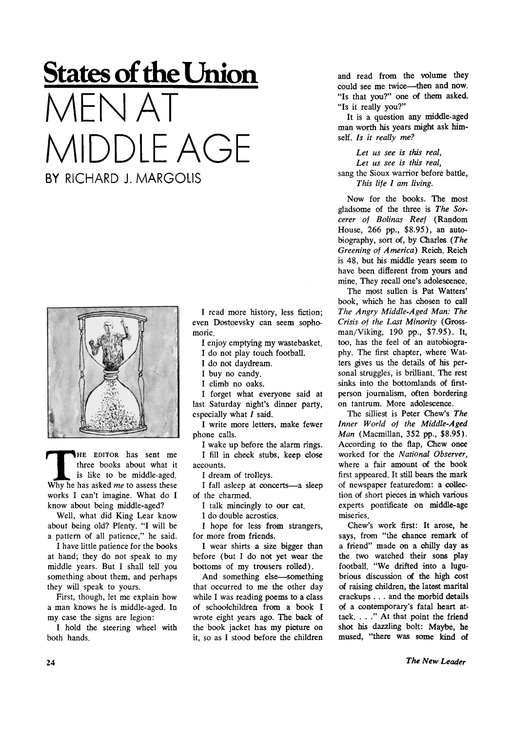## States of the Union

# MEN AT MIDDLE AGE

### BY RICHARD J. MARGOLIS

THE EDITOR has sent me three books about what it is like to be middle-aged. Why he has asked *me* to assess these works I can't imagine. What do I know about being middle-aged?

Well, what did King Lear know about being old? Plenty. "I will be a pattern of all patience," he said.

I have little patience for the books at hand; they do not speak to my middle years. But I shall tell you something about them, and perhaps they will speak to yours.

First, though, let me explain how a man knows he is middle-aged. In my case the signs are legion:

I hold the steering wheel with both hands.

I read more history, less fiction; even Dostoevsky can seem sophomoric.

I enjoy emptying my wastebasket.

I do not play touch football.

I do not daydream.

I buy no candy.

I climb no oaks.

I forget what everyone said at last Saturday night's dinner party, especially what *I* said.

I write more letters, make fewer phone calls.

I wake up before the alarm rings.

I fill in check stubs, keep close accounts.

I dream of trolleys.

I fall asleep at concerts—a sleep of the charmed.

I talk mincingly to our cat.

I do double acrostics.

I hope for less from strangers, for more from friends.

I wear shirts a size bigger than before (but I do not yet wear the bottoms of my trousers rolled).

And something else—something that occurred to me the other day while I was reading poems to a class of schoolchildren from a book I wrote eight years ago. The back of the book jacket has my picture on it, so as I stood before the children and read from the volume they could see me twice—then and now. "Is that you?" one of them asked. "Is it really you?"

It is a question any middle-aged man worth his years might ask himself. *Is it really me?*

> *Let us see is this real,*
> *Let us see is this real,*
>
> sang the Sioux warrior before battle,
>
> *This life I am living.*

Now for the books. The most gladsome of the three is *The Sorcerer of Bolinas Reef* (Random House, 266 pp., $8.95), an autobiography, sort of, by Charles (*The Greening of America*) Reich. Reich is 48, but his middle years seem to have been different from yours and mine. They recall one's adolescence.

The most sullen is Pat Watters' book, which he has chosen to call *The Angry Middle-Aged Man: The Crisis of the Last Minority* (Grossman/Viking, 190 pp., $7.95). It, too, has the feel of an autobiography. The first chapter, where Watters gives us the details of his personal struggles, is brilliant. The rest sinks into the bottomlands of first-person journalism, often bordering on tantrum. More adolescence.

The silliest is Peter Chew's *The Inner World of the Middle-Aged Man* (Macmillan, 352 pp., $8.95). According to the flap, Chew once worked for the *National Observer*, where a fair amount of the book first appeared. It still bears the mark of newspaper featuredom: a collection of short pieces in which various experts pontificate on middle-age miseries.

Chew's work first: It arose, he says, from "the chance remark of a friend" made on a chilly day as the two watched their sons play football. "We drifted into a lugubrious discussion of the high cost of raising children, the latest marital crackups . . . and the morbid details of a contemporary's fatal heart attack. . . ." At that point the friend shot his dazzling bolt: Maybe, he mused, "there was some kind of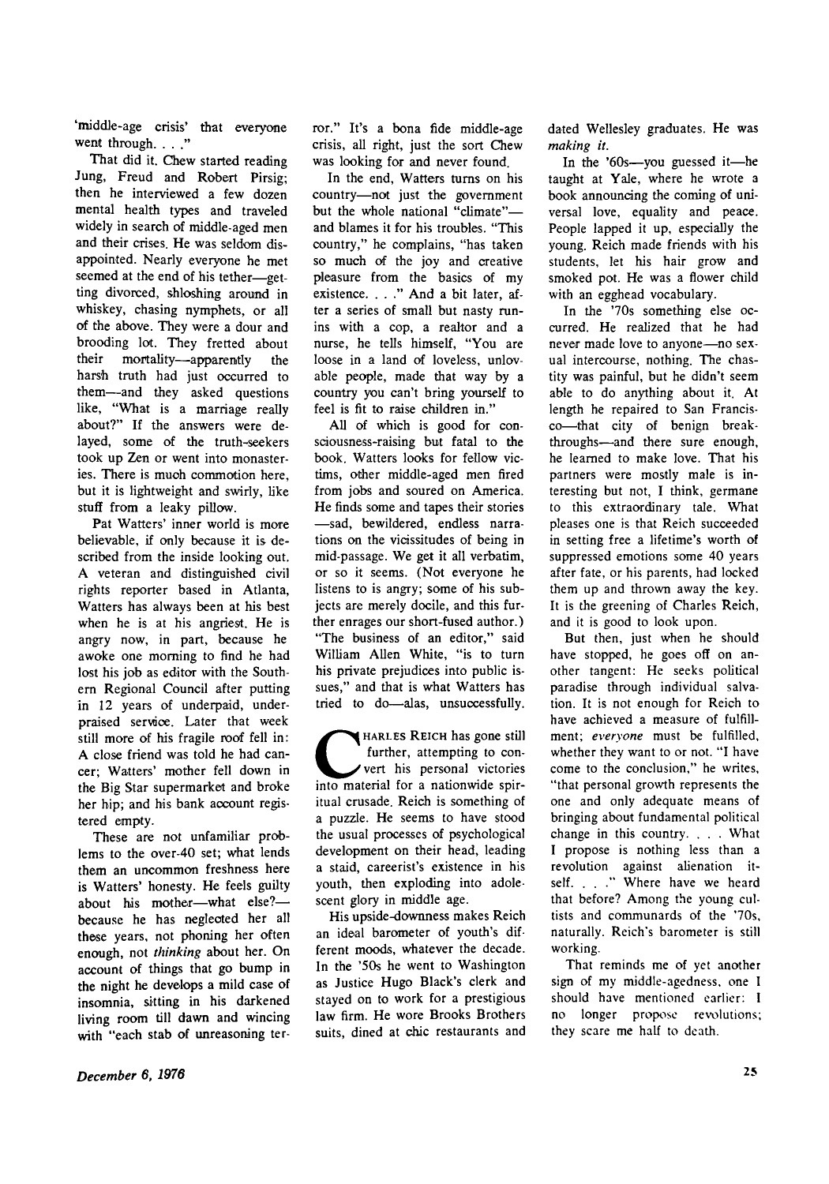'middle-age crisis' that everyone went through. . . ."

That did it. Chew started reading Jung, Freud and Robert Pirsig; then he interviewed a few dozen mental health types and traveled widely in search of middle-aged men and their crises. He was seldom disappointed. Nearly everyone he met seemed at the end of his tether—getting divorced, shloshing around in whiskey, chasing nymphets, or all of the above. They were a dour and brooding lot. They fretted about their mortality—apparently the harsh truth had just occurred to them—and they asked questions like, "What is a marriage really about?" If the answers were delayed, some of the truth-seekers took up Zen or went into monasteries. There is much commotion here, but it is lightweight and swirly, like stuff from a leaky pillow.

Pat Watters' inner world is more believable, if only because it is described from the inside looking out. A veteran and distinguished civil rights reporter based in Atlanta, Watters has always been at his best when he is at his angriest. He is angry now, in part, because he awoke one morning to find he had lost his job as editor with the Southern Regional Council after putting in 12 years of underpaid, underpraised service. Later that week still more of his fragile roof fell in: A close friend was told he had cancer; Watters' mother fell down in the Big Star supermarket and broke her hip; and his bank account registered empty.

These are not unfamiliar problems to the over-40 set; what lends them an uncommon freshness here is Watters' honesty. He feels guilty about his mother—what else?—because he has neglected her all these years, not phoning her often enough, not *thinking* about her. On account of things that go bump in the night he develops a mild case of insomnia, sitting in his darkened living room till dawn and wincing with "each stab of unreasoning terror." It's a bona fide middle-age crisis, all right, just the sort Chew was looking for and never found.

In the end, Watters turns on his country—not just the government but the whole national "climate"—and blames it for his troubles. "This country," he complains, "has taken so much of the joy and creative pleasure from the basics of my existence. . . ." And a bit later, after a series of small but nasty run-ins with a cop, a realtor and a nurse, he tells himself, "You are loose in a land of loveless, unlovable people, made that way by a country you can't bring yourself to feel is fit to raise children in."

All of which is good for consciousness-raising but fatal to the book. Watters looks for fellow victims, other middle-aged men fired from jobs and soured on America. He finds some and tapes their stories—sad, bewildered, endless narrations on the vicissitudes of being in mid-passage. We get it all verbatim, or so it seems. (Not everyone he listens to is angry; some of his subjects are merely docile, and this further enrages our short-fused author.) "The business of an editor," said William Allen White, "is to turn his private prejudices into public issues," and that is what Watters has tried to do—alas, unsuccessfully.

Charles Reich has gone still further, attempting to convert his personal victories into material for a nationwide spiritual crusade. Reich is something of a puzzle. He seems to have stood the usual processes of psychological development on their head, leading a staid, careerist's existence in his youth, then exploding into adolescent glory in middle age.

His upside-downness makes Reich an ideal barometer of youth's different moods, whatever the decade. In the '50s he went to Washington as Justice Hugo Black's clerk and stayed on to work for a prestigious law firm. He wore Brooks Brothers suits, dined at chic restaurants and dated Wellesley graduates. He was *making it.*

In the '60s—you guessed it—he taught at Yale, where he wrote a book announcing the coming of universal love, equality and peace. People lapped it up, especially the young. Reich made friends with his students, let his hair grow and smoked pot. He was a flower child with an egghead vocabulary.

In the '70s something else occurred. He realized that he had never made love to anyone—no sexual intercourse, nothing. The chastity was painful, but he didn't seem able to do anything about it. At length he repaired to San Francisco—that city of benign breakthroughs—and there sure enough, he learned to make love. That his partners were mostly male is interesting but not, I think, germane to this extraordinary tale. What pleases one is that Reich succeeded in setting free a lifetime's worth of suppressed emotions some 40 years after fate, or his parents, had locked them up and thrown away the key. It is the greening of Charles Reich, and it is good to look upon.

But then, just when he should have stopped, he goes off on another tangent: He seeks political paradise through individual salvation. It is not enough for Reich to have achieved a measure of fulfillment; *everyone* must be fulfilled, whether they want to or not. "I have come to the conclusion," he writes, "that personal growth represents the one and only adequate means of bringing about fundamental political change in this country. . . . What I propose is nothing less than a revolution against alienation itself. . . ." Where have we heard that before? Among the young cultists and communards of the '70s, naturally. Reich's barometer is still working.

That reminds me of yet another sign of my middle-agedness, one I should have mentioned earlier: I no longer propose revolutions; they scare me half to death.